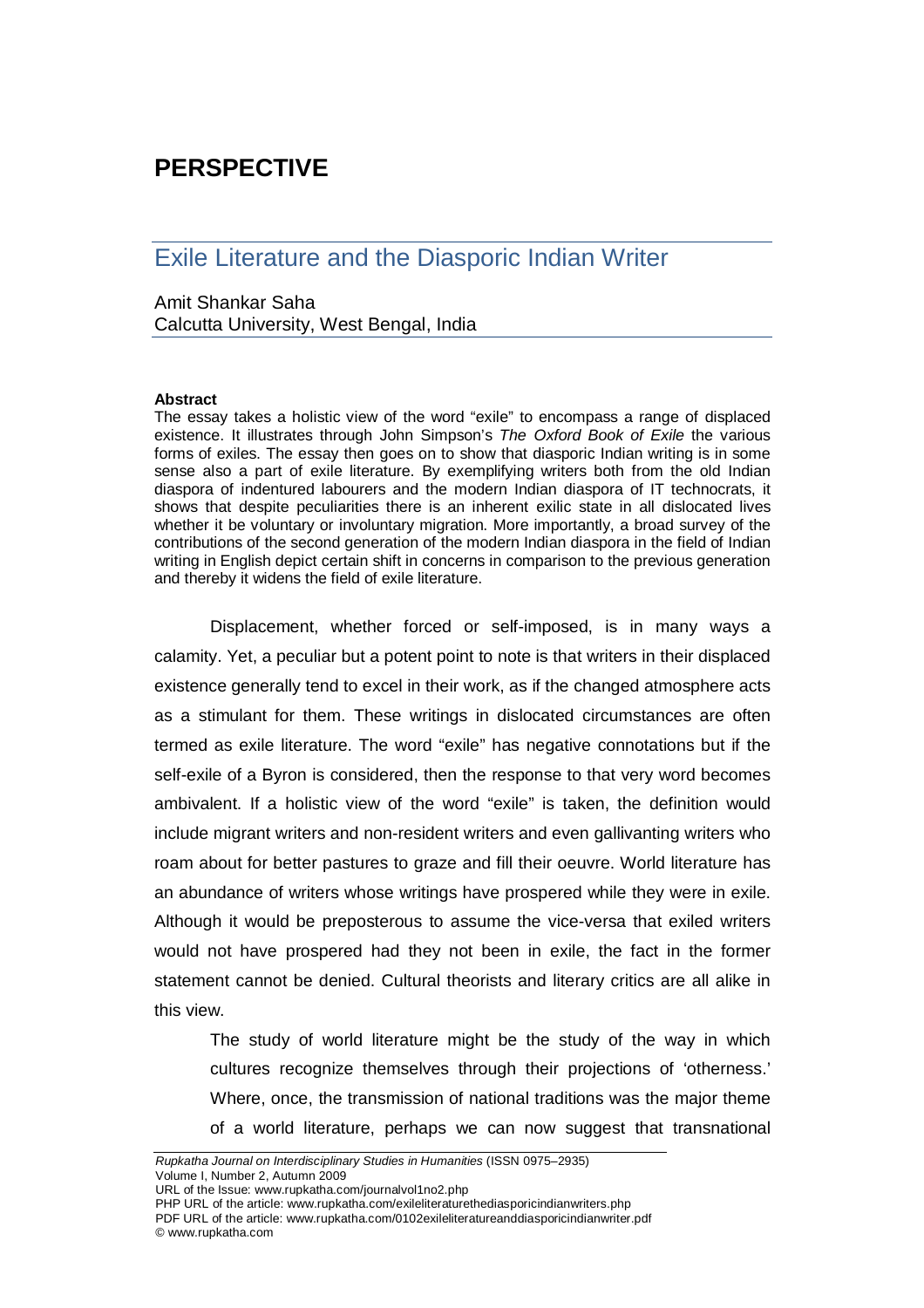**PERSPECTIVE**

# Exile Literature and the Diasporic Indian Writer

Amit Shankar Saha
Calcutta University, West Bengal, India

**Abstract**

The essay takes a holistic view of the word "exile" to encompass a range of displaced existence. It illustrates through John Simpson's *The Oxford Book of Exile* the various forms of exiles. The essay then goes on to show that diasporic Indian writing is in some sense also a part of exile literature. By exemplifying writers both from the old Indian diaspora of indentured labourers and the modern Indian diaspora of IT technocrats, it shows that despite peculiarities there is an inherent exilic state in all dislocated lives whether it be voluntary or involuntary migration. More importantly, a broad survey of the contributions of the second generation of the modern Indian diaspora in the field of Indian writing in English depict certain shift in concerns in comparison to the previous generation and thereby it widens the field of exile literature.

Displacement, whether forced or self-imposed, is in many ways a calamity. Yet, a peculiar but a potent point to note is that writers in their displaced existence generally tend to excel in their work, as if the changed atmosphere acts as a stimulant for them. These writings in dislocated circumstances are often termed as exile literature. The word "exile" has negative connotations but if the self-exile of a Byron is considered, then the response to that very word becomes ambivalent. If a holistic view of the word "exile" is taken, the definition would include migrant writers and non-resident writers and even gallivanting writers who roam about for better pastures to graze and fill their oeuvre. World literature has an abundance of writers whose writings have prospered while they were in exile. Although it would be preposterous to assume the vice-versa that exiled writers would not have prospered had they not been in exile, the fact in the former statement cannot be denied. Cultural theorists and literary critics are all alike in this view.

> The study of world literature might be the study of the way in which cultures recognize themselves through their projections of 'otherness.' Where, once, the transmission of national traditions was the major theme of a world literature, perhaps we can now suggest that transnational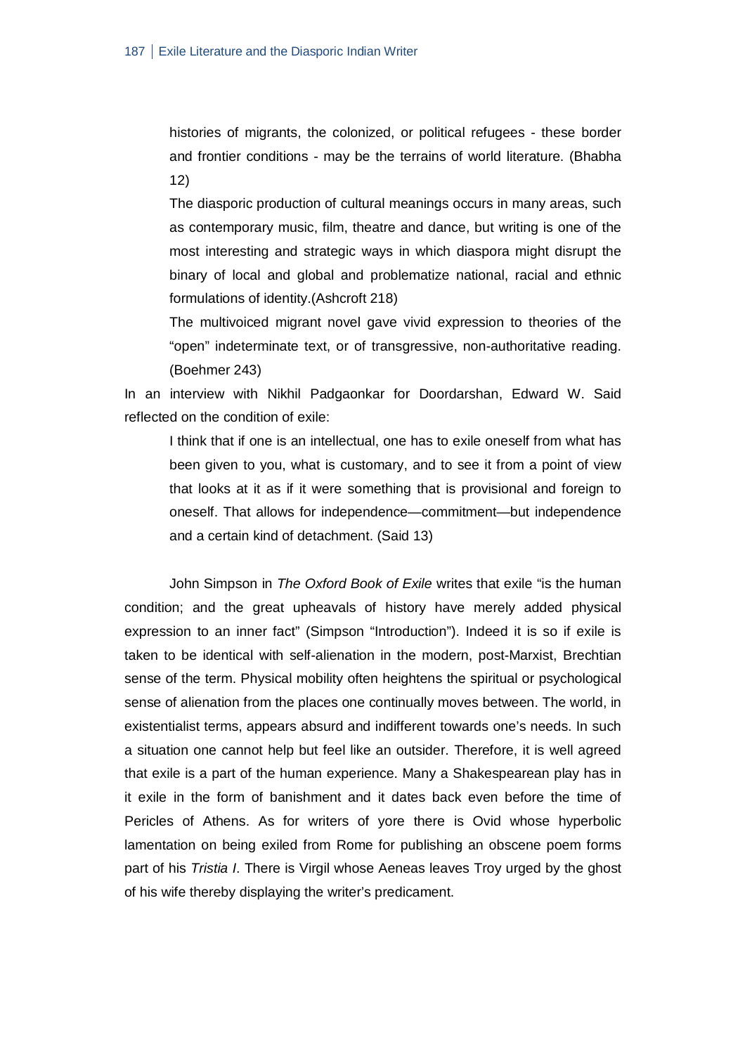> histories of migrants, the colonized, or political refugees - these border and frontier conditions - may be the terrains of world literature. (Bhabha 12)
>
> The diasporic production of cultural meanings occurs in many areas, such as contemporary music, film, theatre and dance, but writing is one of the most interesting and strategic ways in which diaspora might disrupt the binary of local and global and problematize national, racial and ethnic formulations of identity.(Ashcroft 218)
>
> The multivoiced migrant novel gave vivid expression to theories of the "open" indeterminate text, or of transgressive, non-authoritative reading. (Boehmer 243)

In an interview with Nikhil Padgaonkar for Doordarshan, Edward W. Said reflected on the condition of exile:

> I think that if one is an intellectual, one has to exile oneself from what has been given to you, what is customary, and to see it from a point of view that looks at it as if it were something that is provisional and foreign to oneself. That allows for independence—commitment—but independence and a certain kind of detachment. (Said 13)

John Simpson in *The Oxford Book of Exile* writes that exile "is the human condition; and the great upheavals of history have merely added physical expression to an inner fact" (Simpson "Introduction"). Indeed it is so if exile is taken to be identical with self-alienation in the modern, post-Marxist, Brechtian sense of the term. Physical mobility often heightens the spiritual or psychological sense of alienation from the places one continually moves between. The world, in existentialist terms, appears absurd and indifferent towards one's needs. In such a situation one cannot help but feel like an outsider. Therefore, it is well agreed that exile is a part of the human experience. Many a Shakespearean play has in it exile in the form of banishment and it dates back even before the time of Pericles of Athens. As for writers of yore there is Ovid whose hyperbolic lamentation on being exiled from Rome for publishing an obscene poem forms part of his *Tristia I*. There is Virgil whose Aeneas leaves Troy urged by the ghost of his wife thereby displaying the writer's predicament.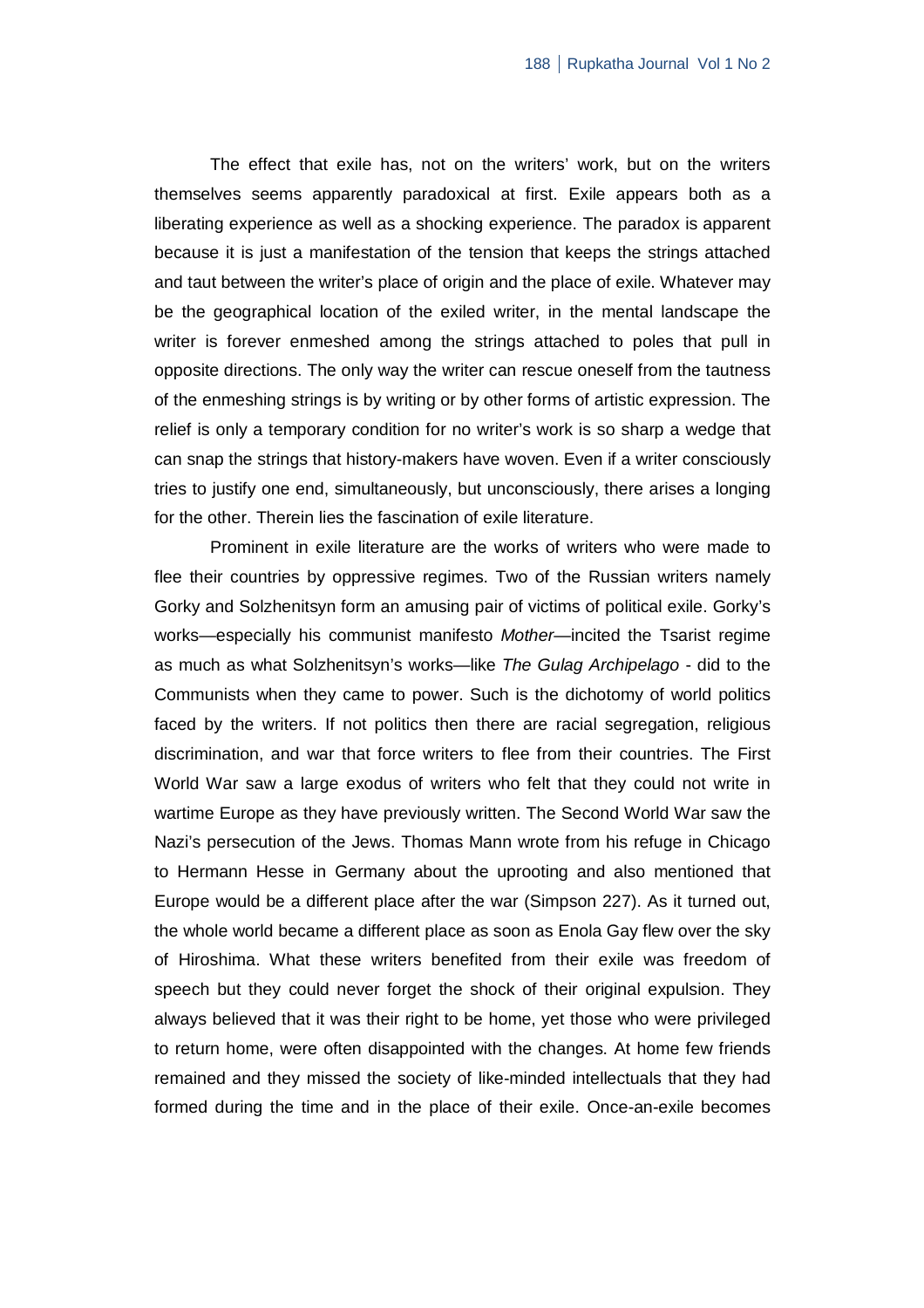The effect that exile has, not on the writers' work, but on the writers themselves seems apparently paradoxical at first. Exile appears both as a liberating experience as well as a shocking experience. The paradox is apparent because it is just a manifestation of the tension that keeps the strings attached and taut between the writer's place of origin and the place of exile. Whatever may be the geographical location of the exiled writer, in the mental landscape the writer is forever enmeshed among the strings attached to poles that pull in opposite directions. The only way the writer can rescue oneself from the tautness of the enmeshing strings is by writing or by other forms of artistic expression. The relief is only a temporary condition for no writer's work is so sharp a wedge that can snap the strings that history-makers have woven. Even if a writer consciously tries to justify one end, simultaneously, but unconsciously, there arises a longing for the other. Therein lies the fascination of exile literature.

Prominent in exile literature are the works of writers who were made to flee their countries by oppressive regimes. Two of the Russian writers namely Gorky and Solzhenitsyn form an amusing pair of victims of political exile. Gorky's works—especially his communist manifesto *Mother*—incited the Tsarist regime as much as what Solzhenitsyn's works—like *The Gulag Archipelago* - did to the Communists when they came to power. Such is the dichotomy of world politics faced by the writers. If not politics then there are racial segregation, religious discrimination, and war that force writers to flee from their countries. The First World War saw a large exodus of writers who felt that they could not write in wartime Europe as they have previously written. The Second World War saw the Nazi's persecution of the Jews. Thomas Mann wrote from his refuge in Chicago to Hermann Hesse in Germany about the uprooting and also mentioned that Europe would be a different place after the war (Simpson 227). As it turned out, the whole world became a different place as soon as Enola Gay flew over the sky of Hiroshima. What these writers benefited from their exile was freedom of speech but they could never forget the shock of their original expulsion. They always believed that it was their right to be home, yet those who were privileged to return home, were often disappointed with the changes. At home few friends remained and they missed the society of like-minded intellectuals that they had formed during the time and in the place of their exile. Once-an-exile becomes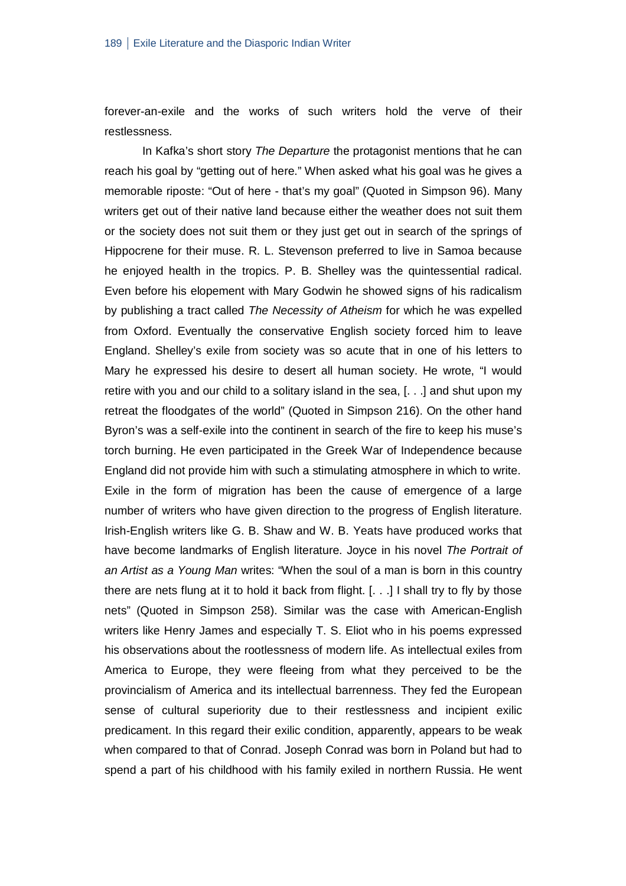forever-an-exile and the works of such writers hold the verve of their restlessness.

In Kafka's short story *The Departure* the protagonist mentions that he can reach his goal by "getting out of here." When asked what his goal was he gives a memorable riposte: "Out of here - that's my goal" (Quoted in Simpson 96). Many writers get out of their native land because either the weather does not suit them or the society does not suit them or they just get out in search of the springs of Hippocrene for their muse. R. L. Stevenson preferred to live in Samoa because he enjoyed health in the tropics. P. B. Shelley was the quintessential radical. Even before his elopement with Mary Godwin he showed signs of his radicalism by publishing a tract called *The Necessity of Atheism* for which he was expelled from Oxford. Eventually the conservative English society forced him to leave England. Shelley's exile from society was so acute that in one of his letters to Mary he expressed his desire to desert all human society. He wrote, "I would retire with you and our child to a solitary island in the sea, [. . .] and shut upon my retreat the floodgates of the world" (Quoted in Simpson 216). On the other hand Byron's was a self-exile into the continent in search of the fire to keep his muse's torch burning. He even participated in the Greek War of Independence because England did not provide him with such a stimulating atmosphere in which to write. Exile in the form of migration has been the cause of emergence of a large number of writers who have given direction to the progress of English literature. Irish-English writers like G. B. Shaw and W. B. Yeats have produced works that have become landmarks of English literature. Joyce in his novel *The Portrait of an Artist as a Young Man* writes: "When the soul of a man is born in this country there are nets flung at it to hold it back from flight. [. . .] I shall try to fly by those nets" (Quoted in Simpson 258). Similar was the case with American-English writers like Henry James and especially T. S. Eliot who in his poems expressed his observations about the rootlessness of modern life. As intellectual exiles from America to Europe, they were fleeing from what they perceived to be the provincialism of America and its intellectual barrenness. They fed the European sense of cultural superiority due to their restlessness and incipient exilic predicament. In this regard their exilic condition, apparently, appears to be weak when compared to that of Conrad. Joseph Conrad was born in Poland but had to spend a part of his childhood with his family exiled in northern Russia. He went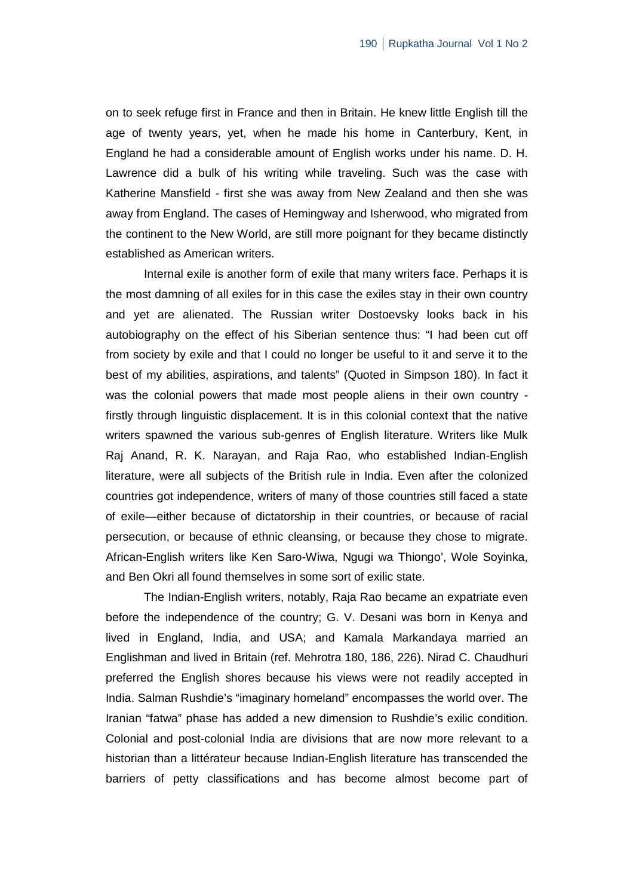on to seek refuge first in France and then in Britain. He knew little English till the age of twenty years, yet, when he made his home in Canterbury, Kent, in England he had a considerable amount of English works under his name. D. H. Lawrence did a bulk of his writing while traveling. Such was the case with Katherine Mansfield - first she was away from New Zealand and then she was away from England. The cases of Hemingway and Isherwood, who migrated from the continent to the New World, are still more poignant for they became distinctly established as American writers.

Internal exile is another form of exile that many writers face. Perhaps it is the most damning of all exiles for in this case the exiles stay in their own country and yet are alienated. The Russian writer Dostoevsky looks back in his autobiography on the effect of his Siberian sentence thus: "I had been cut off from society by exile and that I could no longer be useful to it and serve it to the best of my abilities, aspirations, and talents" (Quoted in Simpson 180). In fact it was the colonial powers that made most people aliens in their own country - firstly through linguistic displacement. It is in this colonial context that the native writers spawned the various sub-genres of English literature. Writers like Mulk Raj Anand, R. K. Narayan, and Raja Rao, who established Indian-English literature, were all subjects of the British rule in India. Even after the colonized countries got independence, writers of many of those countries still faced a state of exile—either because of dictatorship in their countries, or because of racial persecution, or because of ethnic cleansing, or because they chose to migrate. African-English writers like Ken Saro-Wiwa, Ngugi wa Thiongo', Wole Soyinka, and Ben Okri all found themselves in some sort of exilic state.

The Indian-English writers, notably, Raja Rao became an expatriate even before the independence of the country; G. V. Desani was born in Kenya and lived in England, India, and USA; and Kamala Markandaya married an Englishman and lived in Britain (ref. Mehrotra 180, 186, 226). Nirad C. Chaudhuri preferred the English shores because his views were not readily accepted in India. Salman Rushdie's "imaginary homeland" encompasses the world over. The Iranian "fatwa" phase has added a new dimension to Rushdie's exilic condition. Colonial and post-colonial India are divisions that are now more relevant to a historian than a littérateur because Indian-English literature has transcended the barriers of petty classifications and has become almost become part of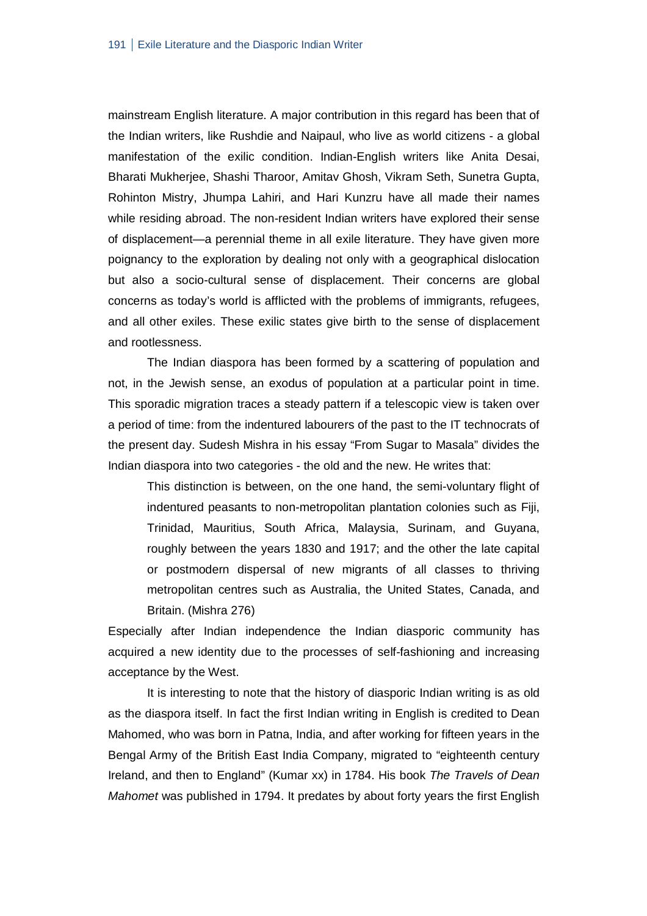mainstream English literature. A major contribution in this regard has been that of the Indian writers, like Rushdie and Naipaul, who live as world citizens - a global manifestation of the exilic condition. Indian-English writers like Anita Desai, Bharati Mukherjee, Shashi Tharoor, Amitav Ghosh, Vikram Seth, Sunetra Gupta, Rohinton Mistry, Jhumpa Lahiri, and Hari Kunzru have all made their names while residing abroad. The non-resident Indian writers have explored their sense of displacement—a perennial theme in all exile literature. They have given more poignancy to the exploration by dealing not only with a geographical dislocation but also a socio-cultural sense of displacement. Their concerns are global concerns as today's world is afflicted with the problems of immigrants, refugees, and all other exiles. These exilic states give birth to the sense of displacement and rootlessness.

The Indian diaspora has been formed by a scattering of population and not, in the Jewish sense, an exodus of population at a particular point in time. This sporadic migration traces a steady pattern if a telescopic view is taken over a period of time: from the indentured labourers of the past to the IT technocrats of the present day. Sudesh Mishra in his essay "From Sugar to Masala" divides the Indian diaspora into two categories - the old and the new. He writes that:

> This distinction is between, on the one hand, the semi-voluntary flight of indentured peasants to non-metropolitan plantation colonies such as Fiji, Trinidad, Mauritius, South Africa, Malaysia, Surinam, and Guyana, roughly between the years 1830 and 1917; and the other the late capital or postmodern dispersal of new migrants of all classes to thriving metropolitan centres such as Australia, the United States, Canada, and Britain. (Mishra 276)

Especially after Indian independence the Indian diasporic community has acquired a new identity due to the processes of self-fashioning and increasing acceptance by the West.

It is interesting to note that the history of diasporic Indian writing is as old as the diaspora itself. In fact the first Indian writing in English is credited to Dean Mahomed, who was born in Patna, India, and after working for fifteen years in the Bengal Army of the British East India Company, migrated to "eighteenth century Ireland, and then to England" (Kumar xx) in 1784. His book *The Travels of Dean Mahomet* was published in 1794. It predates by about forty years the first English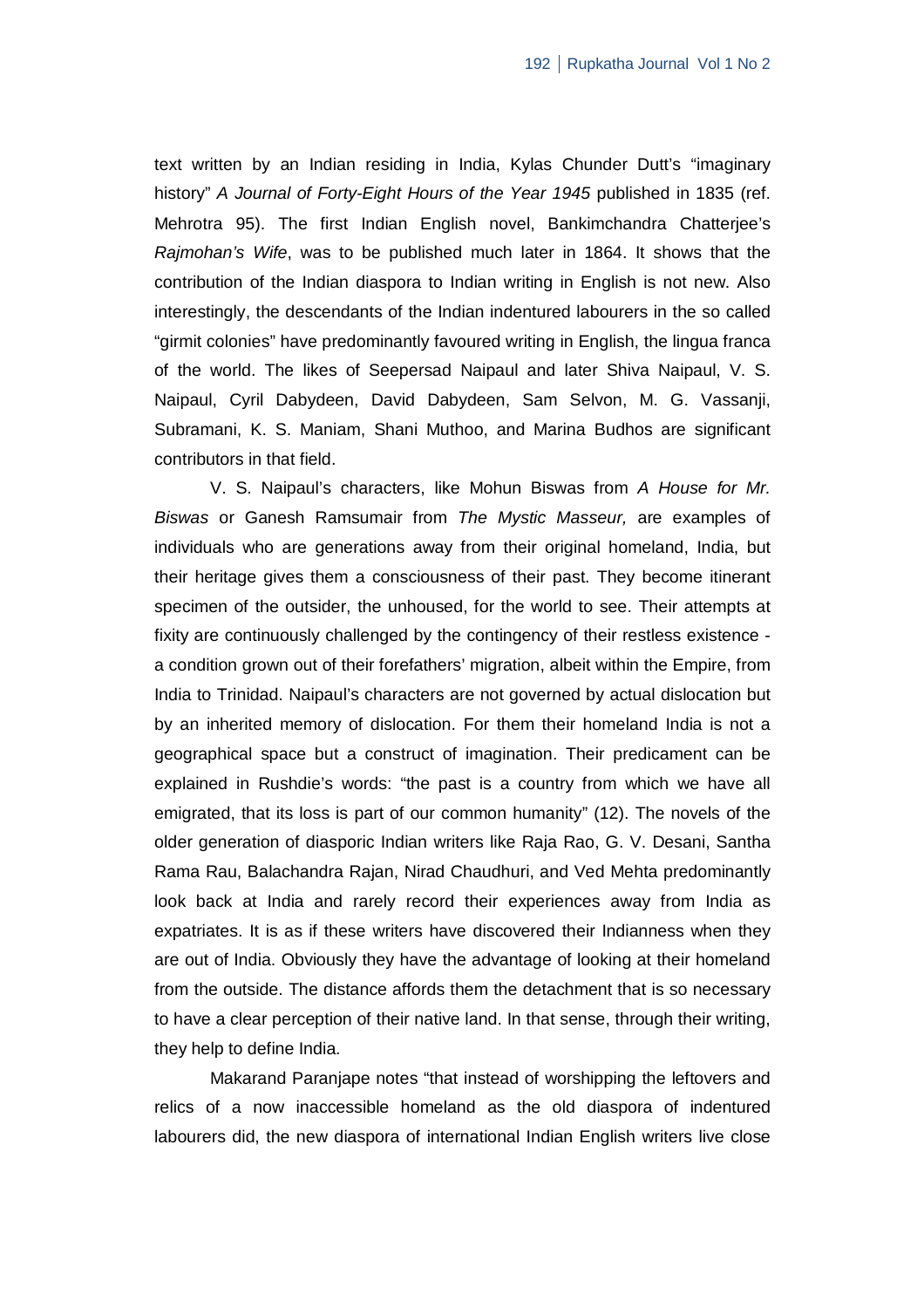text written by an Indian residing in India, Kylas Chunder Dutt's "imaginary history" *A Journal of Forty-Eight Hours of the Year 1945* published in 1835 (ref. Mehrotra 95). The first Indian English novel, Bankimchandra Chatterjee's *Rajmohan's Wife*, was to be published much later in 1864. It shows that the contribution of the Indian diaspora to Indian writing in English is not new. Also interestingly, the descendants of the Indian indentured labourers in the so called "girmit colonies" have predominantly favoured writing in English, the lingua franca of the world. The likes of Seepersad Naipaul and later Shiva Naipaul, V. S. Naipaul, Cyril Dabydeen, David Dabydeen, Sam Selvon, M. G. Vassanji, Subramani, K. S. Maniam, Shani Muthoo, and Marina Budhos are significant contributors in that field.

V. S. Naipaul's characters, like Mohun Biswas from *A House for Mr. Biswas* or Ganesh Ramsumair from *The Mystic Masseur,* are examples of individuals who are generations away from their original homeland, India, but their heritage gives them a consciousness of their past. They become itinerant specimen of the outsider, the unhoused, for the world to see. Their attempts at fixity are continuously challenged by the contingency of their restless existence - a condition grown out of their forefathers' migration, albeit within the Empire, from India to Trinidad. Naipaul's characters are not governed by actual dislocation but by an inherited memory of dislocation. For them their homeland India is not a geographical space but a construct of imagination. Their predicament can be explained in Rushdie's words: "the past is a country from which we have all emigrated, that its loss is part of our common humanity" (12). The novels of the older generation of diasporic Indian writers like Raja Rao, G. V. Desani, Santha Rama Rau, Balachandra Rajan, Nirad Chaudhuri, and Ved Mehta predominantly look back at India and rarely record their experiences away from India as expatriates. It is as if these writers have discovered their Indianness when they are out of India. Obviously they have the advantage of looking at their homeland from the outside. The distance affords them the detachment that is so necessary to have a clear perception of their native land. In that sense, through their writing, they help to define India.

Makarand Paranjape notes "that instead of worshipping the leftovers and relics of a now inaccessible homeland as the old diaspora of indentured labourers did, the new diaspora of international Indian English writers live close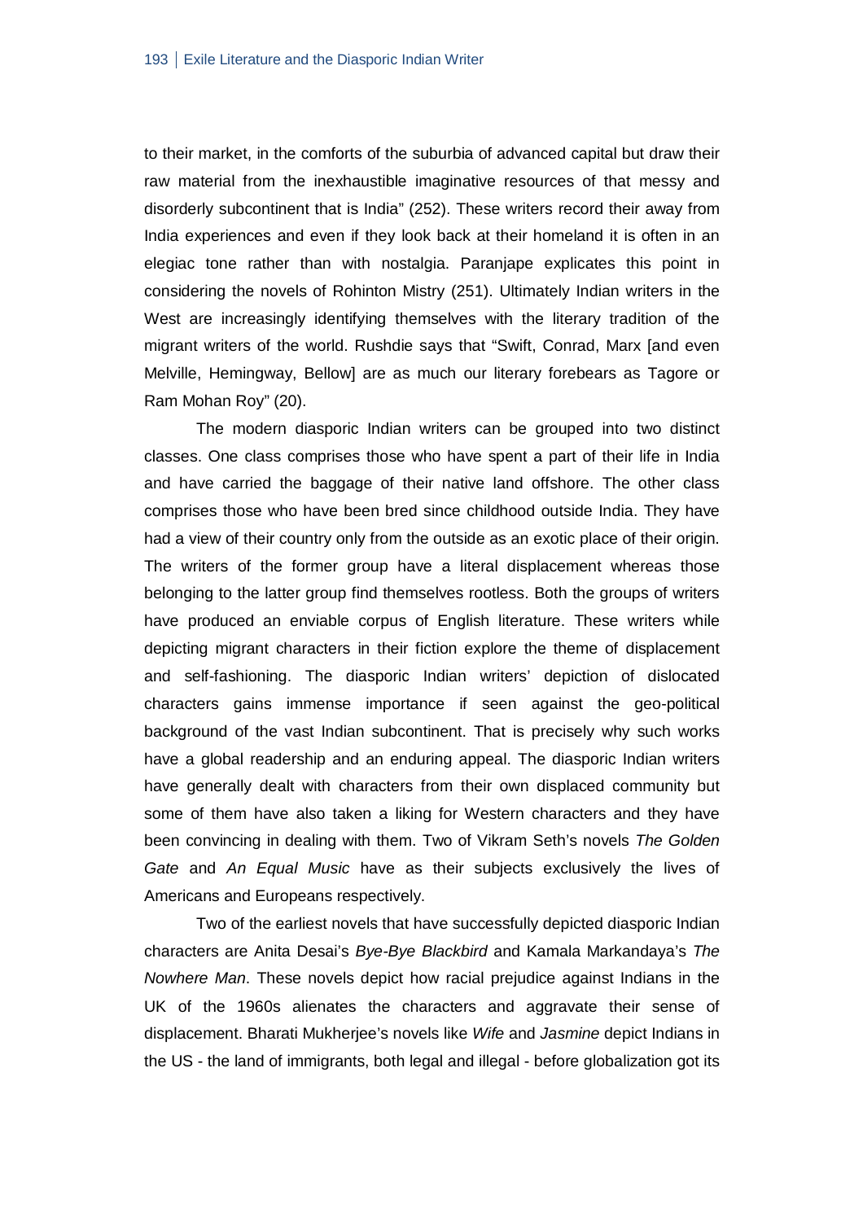to their market, in the comforts of the suburbia of advanced capital but draw their raw material from the inexhaustible imaginative resources of that messy and disorderly subcontinent that is India" (252). These writers record their away from India experiences and even if they look back at their homeland it is often in an elegiac tone rather than with nostalgia. Paranjape explicates this point in considering the novels of Rohinton Mistry (251). Ultimately Indian writers in the West are increasingly identifying themselves with the literary tradition of the migrant writers of the world. Rushdie says that "Swift, Conrad, Marx [and even Melville, Hemingway, Bellow] are as much our literary forebears as Tagore or Ram Mohan Roy" (20).

The modern diasporic Indian writers can be grouped into two distinct classes. One class comprises those who have spent a part of their life in India and have carried the baggage of their native land offshore. The other class comprises those who have been bred since childhood outside India. They have had a view of their country only from the outside as an exotic place of their origin. The writers of the former group have a literal displacement whereas those belonging to the latter group find themselves rootless. Both the groups of writers have produced an enviable corpus of English literature. These writers while depicting migrant characters in their fiction explore the theme of displacement and self-fashioning. The diasporic Indian writers' depiction of dislocated characters gains immense importance if seen against the geo-political background of the vast Indian subcontinent. That is precisely why such works have a global readership and an enduring appeal. The diasporic Indian writers have generally dealt with characters from their own displaced community but some of them have also taken a liking for Western characters and they have been convincing in dealing with them. Two of Vikram Seth's novels *The Golden Gate* and *An Equal Music* have as their subjects exclusively the lives of Americans and Europeans respectively.

Two of the earliest novels that have successfully depicted diasporic Indian characters are Anita Desai's *Bye-Bye Blackbird* and Kamala Markandaya's *The Nowhere Man*. These novels depict how racial prejudice against Indians in the UK of the 1960s alienates the characters and aggravate their sense of displacement. Bharati Mukherjee's novels like *Wife* and *Jasmine* depict Indians in the US - the land of immigrants, both legal and illegal - before globalization got its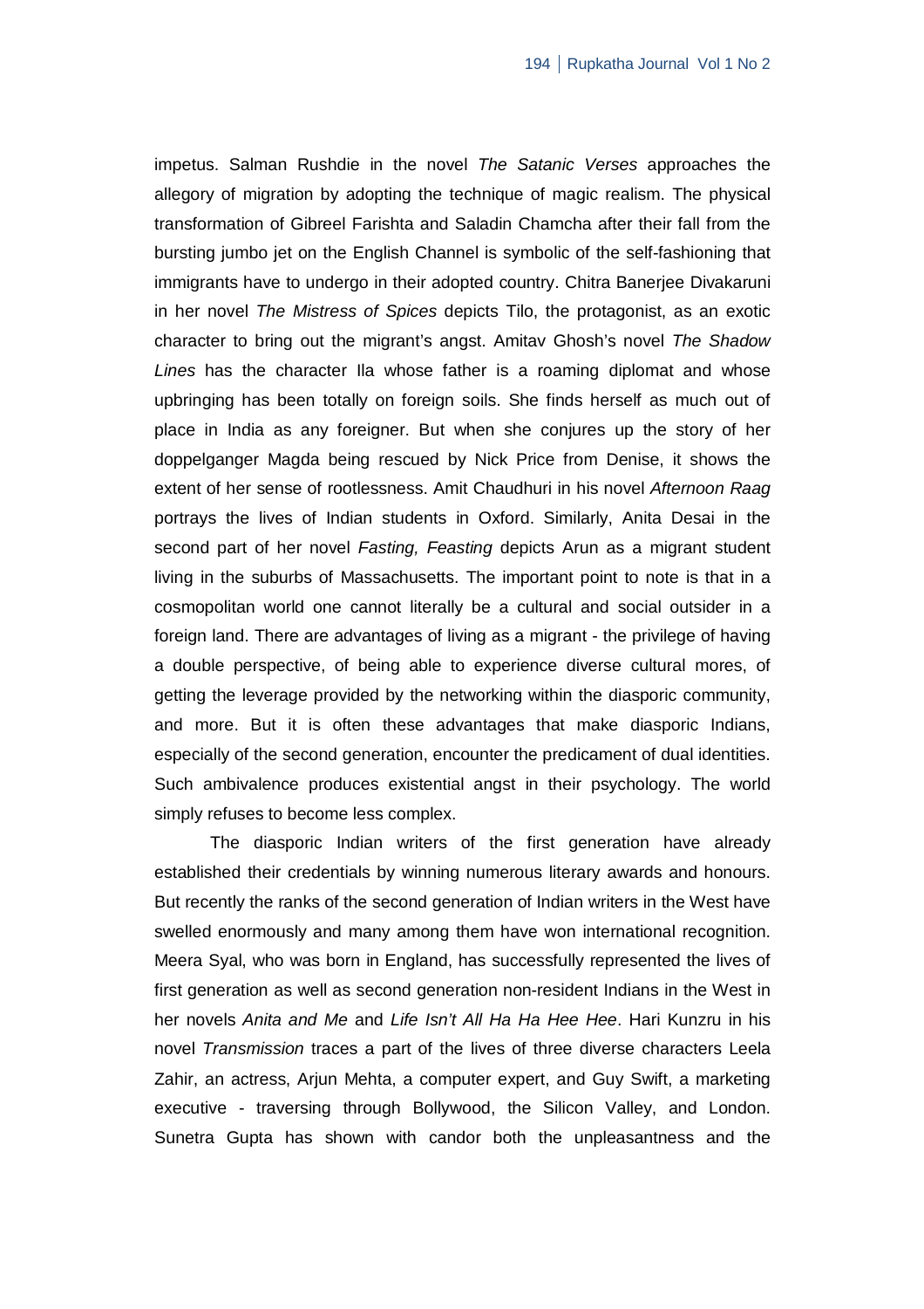impetus. Salman Rushdie in the novel *The Satanic Verses* approaches the allegory of migration by adopting the technique of magic realism. The physical transformation of Gibreel Farishta and Saladin Chamcha after their fall from the bursting jumbo jet on the English Channel is symbolic of the self-fashioning that immigrants have to undergo in their adopted country. Chitra Banerjee Divakaruni in her novel *The Mistress of Spices* depicts Tilo, the protagonist, as an exotic character to bring out the migrant's angst. Amitav Ghosh's novel *The Shadow Lines* has the character Ila whose father is a roaming diplomat and whose upbringing has been totally on foreign soils. She finds herself as much out of place in India as any foreigner. But when she conjures up the story of her doppelganger Magda being rescued by Nick Price from Denise, it shows the extent of her sense of rootlessness. Amit Chaudhuri in his novel *Afternoon Raag* portrays the lives of Indian students in Oxford. Similarly, Anita Desai in the second part of her novel *Fasting, Feasting* depicts Arun as a migrant student living in the suburbs of Massachusetts. The important point to note is that in a cosmopolitan world one cannot literally be a cultural and social outsider in a foreign land. There are advantages of living as a migrant - the privilege of having a double perspective, of being able to experience diverse cultural mores, of getting the leverage provided by the networking within the diasporic community, and more. But it is often these advantages that make diasporic Indians, especially of the second generation, encounter the predicament of dual identities. Such ambivalence produces existential angst in their psychology. The world simply refuses to become less complex.

The diasporic Indian writers of the first generation have already established their credentials by winning numerous literary awards and honours. But recently the ranks of the second generation of Indian writers in the West have swelled enormously and many among them have won international recognition. Meera Syal, who was born in England, has successfully represented the lives of first generation as well as second generation non-resident Indians in the West in her novels *Anita and Me* and *Life Isn't All Ha Ha Hee Hee*. Hari Kunzru in his novel *Transmission* traces a part of the lives of three diverse characters Leela Zahir, an actress, Arjun Mehta, a computer expert, and Guy Swift, a marketing executive - traversing through Bollywood, the Silicon Valley, and London. Sunetra Gupta has shown with candor both the unpleasantness and the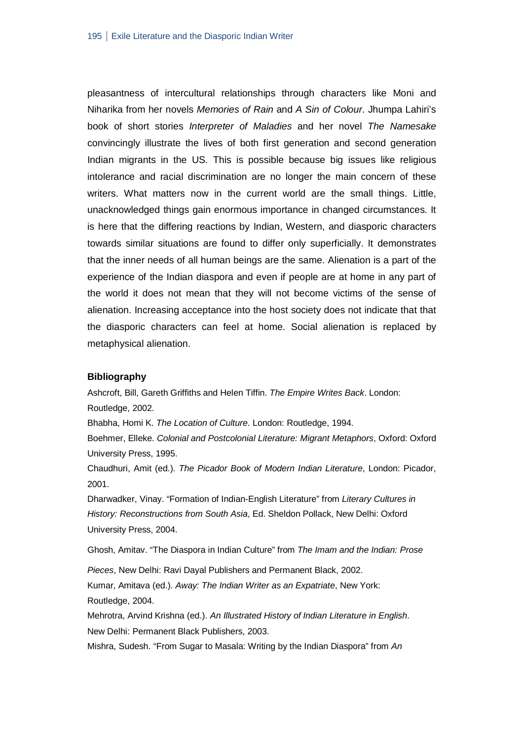pleasantness of intercultural relationships through characters like Moni and Niharika from her novels *Memories of Rain* and *A Sin of Colour*. Jhumpa Lahiri's book of short stories *Interpreter of Maladies* and her novel *The Namesake* convincingly illustrate the lives of both first generation and second generation Indian migrants in the US. This is possible because big issues like religious intolerance and racial discrimination are no longer the main concern of these writers. What matters now in the current world are the small things. Little, unacknowledged things gain enormous importance in changed circumstances. It is here that the differing reactions by Indian, Western, and diasporic characters towards similar situations are found to differ only superficially. It demonstrates that the inner needs of all human beings are the same. Alienation is a part of the experience of the Indian diaspora and even if people are at home in any part of the world it does not mean that they will not become victims of the sense of alienation. Increasing acceptance into the host society does not indicate that that the diasporic characters can feel at home. Social alienation is replaced by metaphysical alienation.

**Bibliography**

Ashcroft, Bill, Gareth Griffiths and Helen Tiffin. *The Empire Writes Back*. London: Routledge, 2002.

Bhabha, Homi K. *The Location of Culture*. London: Routledge, 1994.

Boehmer, Elleke. *Colonial and Postcolonial Literature: Migrant Metaphors*, Oxford: Oxford University Press, 1995.

Chaudhuri, Amit (ed.). *The Picador Book of Modern Indian Literature*, London: Picador, 2001.

Dharwadker, Vinay. "Formation of Indian-English Literature" from *Literary Cultures in History: Reconstructions from South Asia*, Ed. Sheldon Pollack, New Delhi: Oxford University Press, 2004.

Ghosh, Amitav. "The Diaspora in Indian Culture" from *The Imam and the Indian: Prose Pieces*, New Delhi: Ravi Dayal Publishers and Permanent Black, 2002.

Kumar, Amitava (ed.). *Away: The Indian Writer as an Expatriate*, New York: Routledge, 2004.

Mehrotra, Arvind Krishna (ed.). *An Illustrated History of Indian Literature in English*. New Delhi: Permanent Black Publishers, 2003.

Mishra, Sudesh. "From Sugar to Masala: Writing by the Indian Diaspora" from *An*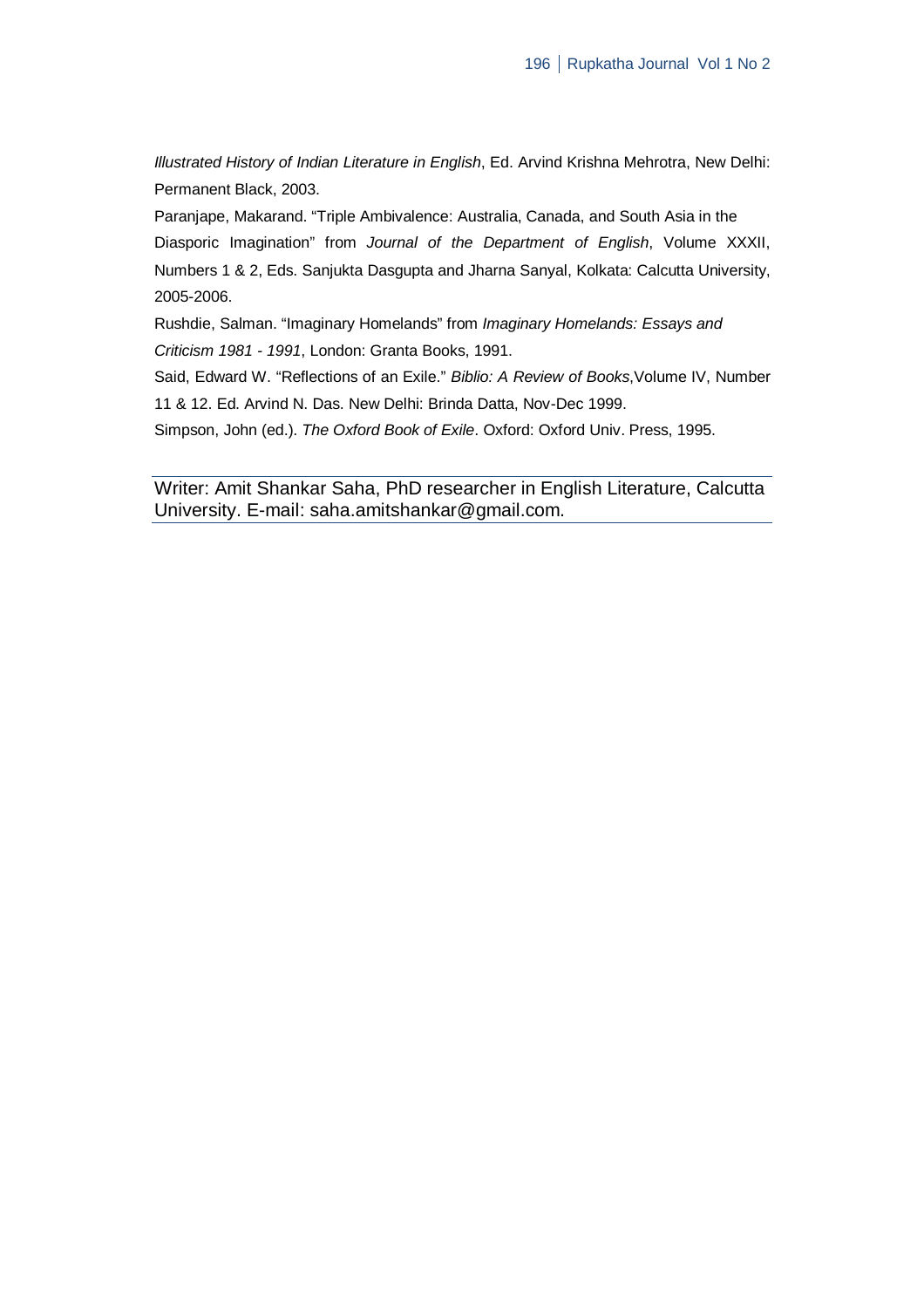*Illustrated History of Indian Literature in English*, Ed. Arvind Krishna Mehrotra, New Delhi: Permanent Black, 2003.

Paranjape, Makarand. "Triple Ambivalence: Australia, Canada, and South Asia in the Diasporic Imagination" from *Journal of the Department of English*, Volume XXXII, Numbers 1 & 2, Eds. Sanjukta Dasgupta and Jharna Sanyal, Kolkata: Calcutta University, 2005-2006.

Rushdie, Salman. "Imaginary Homelands" from *Imaginary Homelands: Essays and Criticism 1981 - 1991*, London: Granta Books, 1991.

Said, Edward W. "Reflections of an Exile." *Biblio: A Review of Books*,Volume IV, Number 11 & 12. Ed. Arvind N. Das. New Delhi: Brinda Datta, Nov-Dec 1999.

Simpson, John (ed.). *The Oxford Book of Exile*. Oxford: Oxford Univ. Press, 1995.

Writer: Amit Shankar Saha, PhD researcher in English Literature, Calcutta University. E-mail: saha.amitshankar@gmail.com.